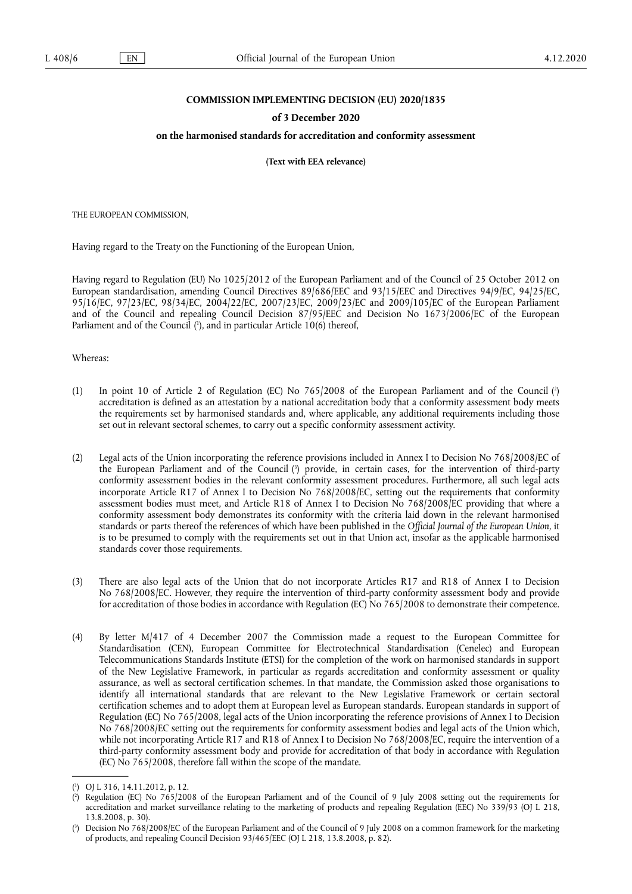# COMMISSION IMPLEMENTING DECISION (EU) 2020/1835

## of 3 December 2020

## on the harmonised standards for accreditation and conformity assessment

**(Text with EEA relevance)**

THE EUROPEAN COMMISSION,

Having regard to the Treaty on the Functioning of the European Union,

Having regard to Regulation (EU) No 1025/2012 of the European Parliament and of the Council of 25 October 2012 on European standardisation, amending Council Directives 89/686/EEC and 93/15/EEC and Directives 94/9/EC, 94/25/EC, 95/16/EC, 97/23/EC, 98/34/EC, 2004/22/EC, 2007/23/EC, 2009/23/EC and 2009/105/EC of the European Parliament and of the Council and repealing Council Decision 87/95/EEC and Decision No 1673/2006/EC of the European Parliament and of the Council [1], and in particular Article 10(6) thereof,

Whereas:

(1) In point 10 of Article 2 of Regulation (EC) No 765/2008 of the European Parliament and of the Council [2] accreditation is defined as an attestation by a national accreditation body that a conformity assessment body meets the requirements set by harmonised standards and, where applicable, any additional requirements including those set out in relevant sectoral schemes, to carry out a specific conformity assessment activity.

(2) Legal acts of the Union incorporating the reference provisions included in Annex I to Decision No 768/2008/EC of the European Parliament and of the Council [3] provide, in certain cases, for the intervention of third-party conformity assessment bodies in the relevant conformity assessment procedures. Furthermore, all such legal acts incorporate Article R17 of Annex I to Decision No 768/2008/EC, setting out the requirements that conformity assessment bodies must meet, and Article R18 of Annex I to Decision No 768/2008/EC providing that where a conformity assessment body demonstrates its conformity with the criteria laid down in the relevant harmonised standards or parts thereof the references of which have been published in the *Official Journal of the European Union*, it is to be presumed to comply with the requirements set out in that Union act, insofar as the applicable harmonised standards cover those requirements.

(3) There are also legal acts of the Union that do not incorporate Articles R17 and R18 of Annex I to Decision No 768/2008/EC. However, they require the intervention of third-party conformity assessment body and provide for accreditation of those bodies in accordance with Regulation (EC) No 765/2008 to demonstrate their competence.

(4) By letter M/417 of 4 December 2007 the Commission made a request to the European Committee for Standardisation (CEN), European Committee for Electrotechnical Standardisation (Cenelec) and European Telecommunications Standards Institute (ETSI) for the completion of the work on harmonised standards in support of the New Legislative Framework, in particular as regards accreditation and conformity assessment or quality assurance, as well as sectoral certification schemes. In that mandate, the Commission asked those organisations to identify all international standards that are relevant to the New Legislative Framework or certain sectoral certification schemes and to adopt them at European level as European standards. European standards in support of Regulation (EC) No 765/2008, legal acts of the Union incorporating the reference provisions of Annex I to Decision No 768/2008/EC setting out the requirements for conformity assessment bodies and legal acts of the Union which, while not incorporating Article R17 and R18 of Annex I to Decision No 768/2008/EC, require the intervention of a third-party conformity assessment body and provide for accreditation of that body in accordance with Regulation (EC) No 765/2008, therefore fall within the scope of the mandate.

---

[1] OJ L 316, 14.11.2012, p. 12.

[2] Regulation (EC) No 765/2008 of the European Parliament and of the Council of 9 July 2008 setting out the requirements for accreditation and market surveillance relating to the marketing of products and repealing Regulation (EEC) No 339/93 (OJ L 218, 13.8.2008, p. 30).

[3] Decision No 768/2008/EC of the European Parliament and of the Council of 9 July 2008 on a common framework for the marketing of products, and repealing Council Decision 93/465/EEC (OJ L 218, 13.8.2008, p. 82).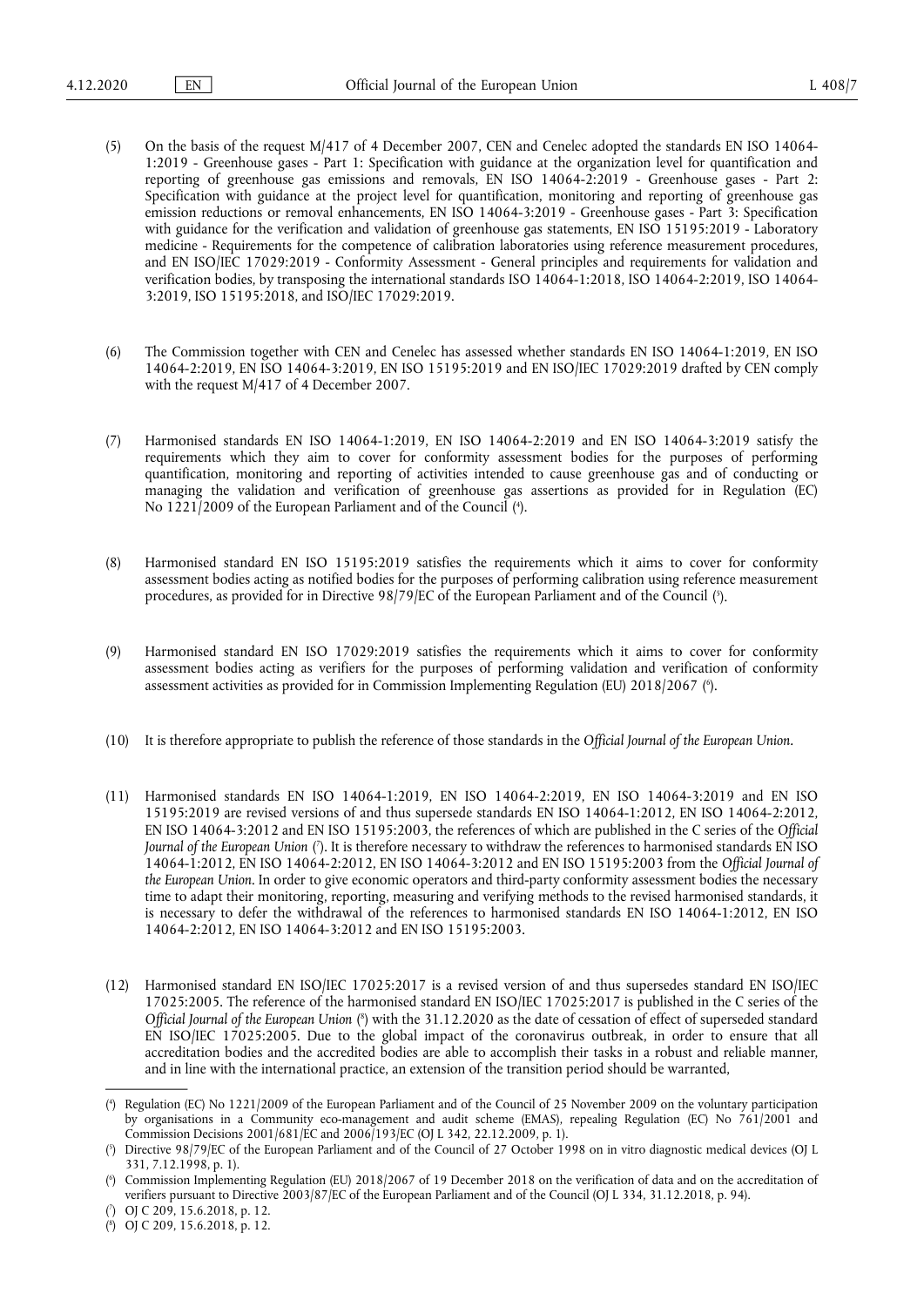(5) On the basis of the request M/417 of 4 December 2007, CEN and Cenelec adopted the standards EN ISO 14064-1:2019 - Greenhouse gases - Part 1: Specification with guidance at the organization level for quantification and reporting of greenhouse gas emissions and removals, EN ISO 14064-2:2019 - Greenhouse gases - Part 2: Specification with guidance at the project level for quantification, monitoring and reporting of greenhouse gas emission reductions or removal enhancements, EN ISO 14064-3:2019 - Greenhouse gases - Part 3: Specification with guidance for the verification and validation of greenhouse gas statements, EN ISO 15195:2019 - Laboratory medicine - Requirements for the competence of calibration laboratories using reference measurement procedures, and EN ISO/IEC 17029:2019 - Conformity Assessment - General principles and requirements for validation and verification bodies, by transposing the international standards ISO 14064-1:2018, ISO 14064-2:2019, ISO 14064-3:2019, ISO 15195:2018, and ISO/IEC 17029:2019.

(6) The Commission together with CEN and Cenelec has assessed whether standards EN ISO 14064-1:2019, EN ISO 14064-2:2019, EN ISO 14064-3:2019, EN ISO 15195:2019 and EN ISO/IEC 17029:2019 drafted by CEN comply with the request M/417 of 4 December 2007.

(7) Harmonised standards EN ISO 14064-1:2019, EN ISO 14064-2:2019 and EN ISO 14064-3:2019 satisfy the requirements which they aim to cover for conformity assessment bodies for the purposes of performing quantification, monitoring and reporting of activities intended to cause greenhouse gas and of conducting or managing the validation and verification of greenhouse gas assertions as provided for in Regulation (EC) No 1221/2009 of the European Parliament and of the Council [4].

(8) Harmonised standard EN ISO 15195:2019 satisfies the requirements which it aims to cover for conformity assessment bodies acting as notified bodies for the purposes of performing calibration using reference measurement procedures, as provided for in Directive 98/79/EC of the European Parliament and of the Council [5].

(9) Harmonised standard EN ISO 17029:2019 satisfies the requirements which it aims to cover for conformity assessment bodies acting as verifiers for the purposes of performing validation and verification of conformity assessment activities as provided for in Commission Implementing Regulation (EU) 2018/2067 [6].

(10) It is therefore appropriate to publish the reference of those standards in the *Official Journal of the European Union*.

(11) Harmonised standards EN ISO 14064-1:2019, EN ISO 14064-2:2019, EN ISO 14064-3:2019 and EN ISO 15195:2019 are revised versions of and thus supersede standards EN ISO 14064-1:2012, EN ISO 14064-2:2012, EN ISO 14064-3:2012 and EN ISO 15195:2003, the references of which are published in the C series of the *Official Journal of the European Union* [7]. It is therefore necessary to withdraw the references to harmonised standards EN ISO 14064-1:2012, EN ISO 14064-2:2012, EN ISO 14064-3:2012 and EN ISO 15195:2003 from the *Official Journal of the European Union*. In order to give economic operators and third-party conformity assessment bodies the necessary time to adapt their monitoring, reporting, measuring and verifying methods to the revised harmonised standards, it is necessary to defer the withdrawal of the references to harmonised standards EN ISO 14064-1:2012, EN ISO 14064-2:2012, EN ISO 14064-3:2012 and EN ISO 15195:2003.

(12) Harmonised standard EN ISO/IEC 17025:2017 is a revised version of and thus supersedes standard EN ISO/IEC 17025:2005. The reference of the harmonised standard EN ISO/IEC 17025:2017 is published in the C series of the *Official Journal of the European Union* [8] with the 31.12.2020 as the date of cessation of effect of superseded standard EN ISO/IEC 17025:2005. Due to the global impact of the coronavirus outbreak, in order to ensure that all accreditation bodies and the accredited bodies are able to accomplish their tasks in a robust and reliable manner, and in line with the international practice, an extension of the transition period should be warranted,

---

[4] Regulation (EC) No 1221/2009 of the European Parliament and of the Council of 25 November 2009 on the voluntary participation by organisations in a Community eco-management and audit scheme (EMAS), repealing Regulation (EC) No 761/2001 and Commission Decisions 2001/681/EC and 2006/193/EC (OJ L 342, 22.12.2009, p. 1).

[5] Directive 98/79/EC of the European Parliament and of the Council of 27 October 1998 on in vitro diagnostic medical devices (OJ L 331, 7.12.1998, p. 1).

[6] Commission Implementing Regulation (EU) 2018/2067 of 19 December 2018 on the verification of data and on the accreditation of verifiers pursuant to Directive 2003/87/EC of the European Parliament and of the Council (OJ L 334, 31.12.2018, p. 94).

[7] OJ C 209, 15.6.2018, p. 12.

[8] OJ C 209, 15.6.2018, p. 12.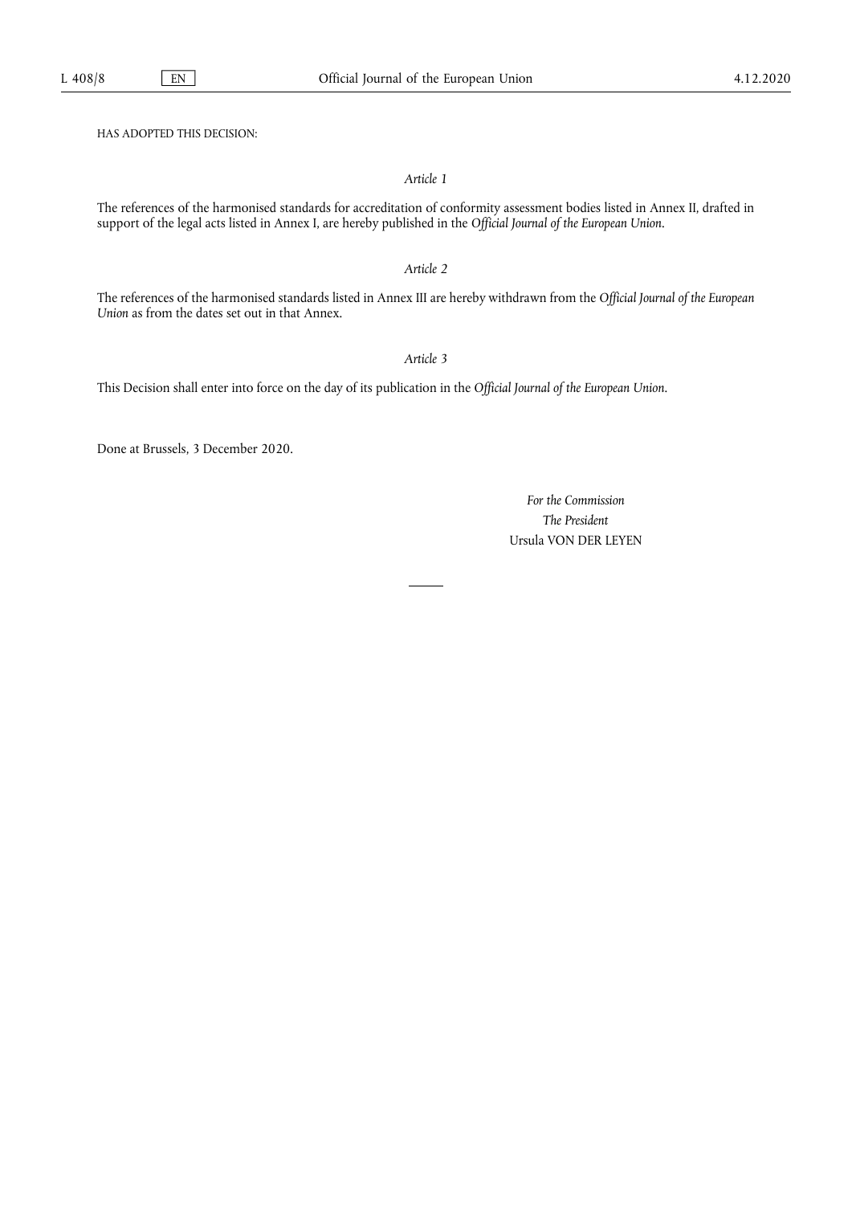HAS ADOPTED THIS DECISION:

*Article 1*

The references of the harmonised standards for accreditation of conformity assessment bodies listed in Annex II, drafted in support of the legal acts listed in Annex I, are hereby published in the *Official Journal of the European Union*.

*Article 2*

The references of the harmonised standards listed in Annex III are hereby withdrawn from the *Official Journal of the European Union* as from the dates set out in that Annex.

*Article 3*

This Decision shall enter into force on the day of its publication in the *Official Journal of the European Union*.

Done at Brussels, 3 December 2020.

*For the Commission*

*The President*

Ursula VON DER LEYEN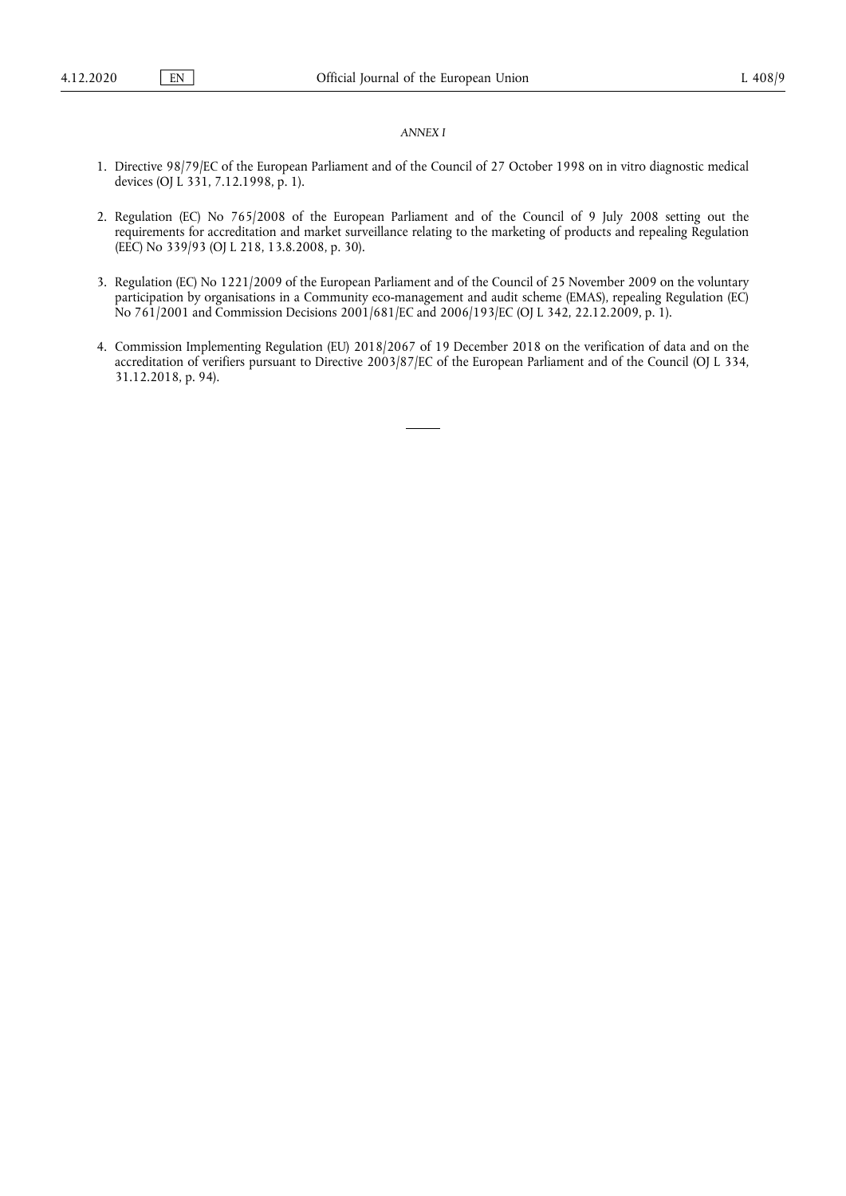*ANNEX I*

1. Directive 98/79/EC of the European Parliament and of the Council of 27 October 1998 on in vitro diagnostic medical devices (OJ L 331, 7.12.1998, p. 1).

2. Regulation (EC) No 765/2008 of the European Parliament and of the Council of 9 July 2008 setting out the requirements for accreditation and market surveillance relating to the marketing of products and repealing Regulation (EEC) No 339/93 (OJ L 218, 13.8.2008, p. 30).

3. Regulation (EC) No 1221/2009 of the European Parliament and of the Council of 25 November 2009 on the voluntary participation by organisations in a Community eco-management and audit scheme (EMAS), repealing Regulation (EC) No 761/2001 and Commission Decisions 2001/681/EC and 2006/193/EC (OJ L 342, 22.12.2009, p. 1).

4. Commission Implementing Regulation (EU) 2018/2067 of 19 December 2018 on the verification of data and on the accreditation of verifiers pursuant to Directive 2003/87/EC of the European Parliament and of the Council (OJ L 334, 31.12.2018, p. 94).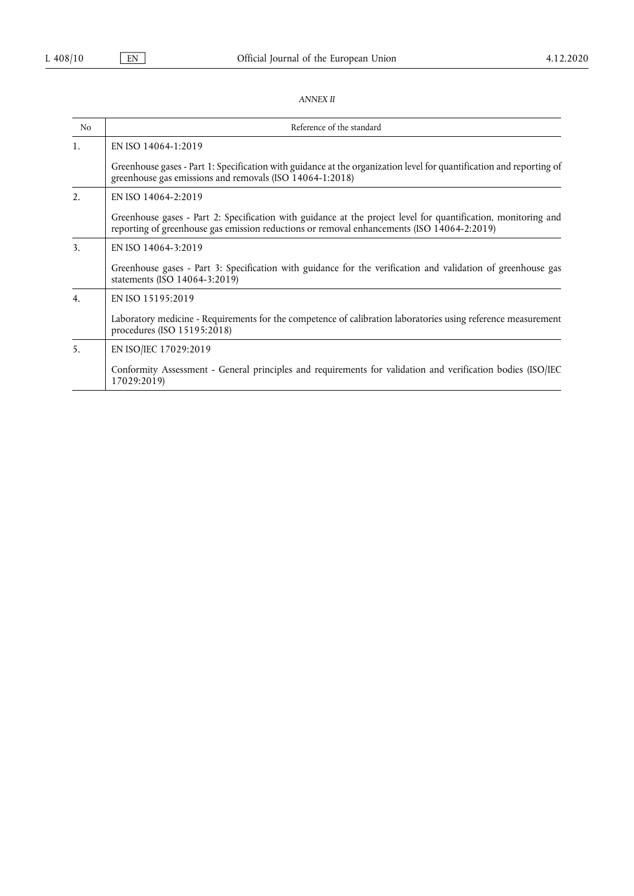*ANNEX II*

| No | Reference of the standard |
|---|---|
| 1. | EN ISO 14064-1:2019<br><br>Greenhouse gases - Part 1: Specification with guidance at the organization level for quantification and reporting of greenhouse gas emissions and removals (ISO 14064-1:2018) |
| 2. | EN ISO 14064-2:2019<br><br>Greenhouse gases - Part 2: Specification with guidance at the project level for quantification, monitoring and reporting of greenhouse gas emission reductions or removal enhancements (ISO 14064-2:2019) |
| 3. | EN ISO 14064-3:2019<br><br>Greenhouse gases - Part 3: Specification with guidance for the verification and validation of greenhouse gas statements (ISO 14064-3:2019) |
| 4. | EN ISO 15195:2019<br><br>Laboratory medicine - Requirements for the competence of calibration laboratories using reference measurement procedures (ISO 15195:2018) |
| 5. | EN ISO/IEC 17029:2019<br><br>Conformity Assessment - General principles and requirements for validation and verification bodies (ISO/IEC 17029:2019) |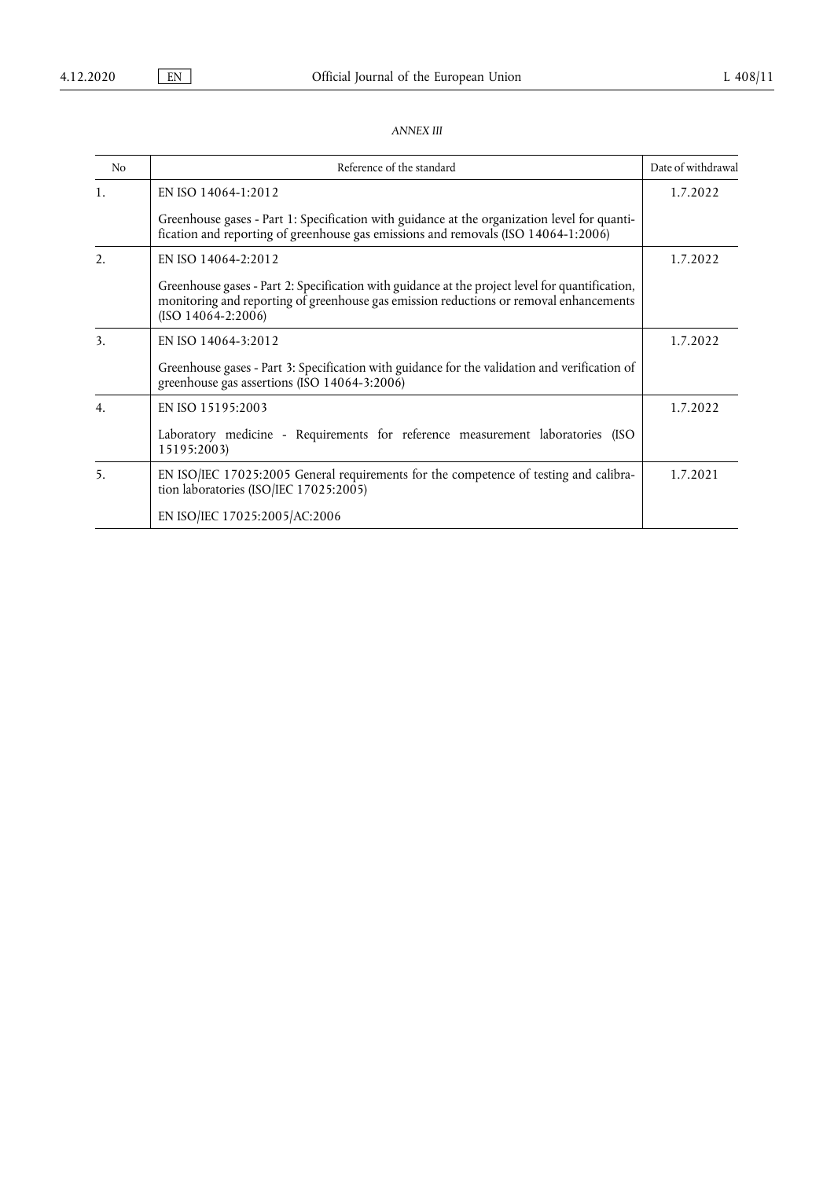*ANNEX III*

| No | Reference of the standard | Date of withdrawal |
|---|---|---|
| 1. | EN ISO 14064-1:2012<br><br>Greenhouse gases - Part 1: Specification with guidance at the organization level for quantification and reporting of greenhouse gas emissions and removals (ISO 14064-1:2006) | 1.7.2022 |
| 2. | EN ISO 14064-2:2012<br><br>Greenhouse gases - Part 2: Specification with guidance at the project level for quantification, monitoring and reporting of greenhouse gas emission reductions or removal enhancements (ISO 14064-2:2006) | 1.7.2022 |
| 3. | EN ISO 14064-3:2012<br><br>Greenhouse gases - Part 3: Specification with guidance for the validation and verification of greenhouse gas assertions (ISO 14064-3:2006) | 1.7.2022 |
| 4. | EN ISO 15195:2003<br><br>Laboratory medicine - Requirements for reference measurement laboratories (ISO 15195:2003) | 1.7.2022 |
| 5. | EN ISO/IEC 17025:2005 General requirements for the competence of testing and calibration laboratories (ISO/IEC 17025:2005)<br><br>EN ISO/IEC 17025:2005/AC:2006 | 1.7.2021 |